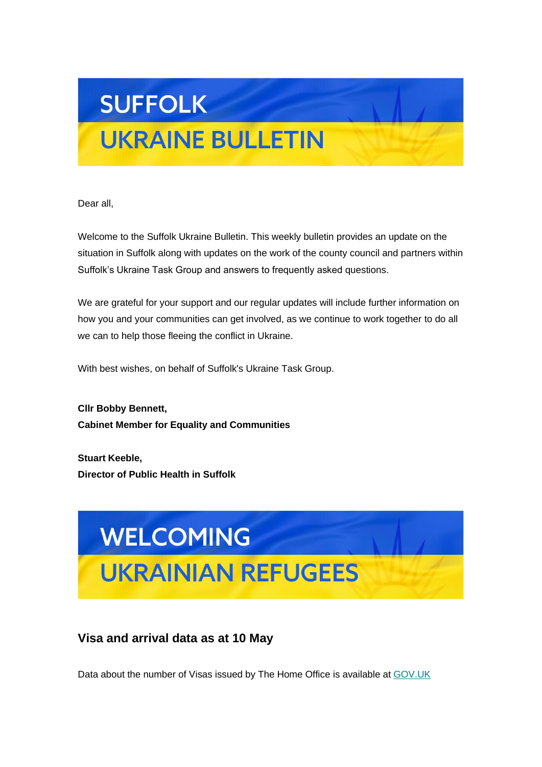# SUFFOLK UKRAINE BULLETIN

Dear all,

Welcome to the Suffolk Ukraine Bulletin. This weekly bulletin provides an update on the situation in Suffolk along with updates on the work of the county council and partners within Suffolk's Ukraine Task Group and answers to frequently asked questions.

We are grateful for your support and our regular updates will include further information on how you and your communities can get involved, as we continue to work together to do all we can to help those fleeing the conflict in Ukraine.

With best wishes, on behalf of Suffolk's Ukraine Task Group.

**Cllr Bobby Bennett,**
**Cabinet Member for Equality and Communities**

**Stuart Keeble,**
**Director of Public Health in Suffolk**

# WELCOMING UKRAINIAN REFUGEES

## Visa and arrival data as at 10 May

Data about the number of Visas issued by The Home Office is available at GOV.UK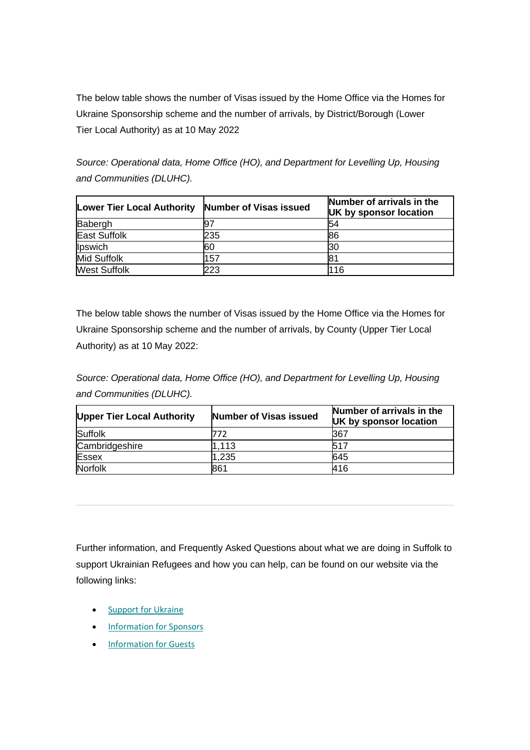The below table shows the number of Visas issued by the Home Office via the Homes for Ukraine Sponsorship scheme and the number of arrivals, by District/Borough (Lower Tier Local Authority) as at 10 May 2022

*Source: Operational data, Home Office (HO), and Department for Levelling Up, Housing and Communities (DLUHC).*

| Lower Tier Local Authority | Number of Visas issued | Number of arrivals in the UK by sponsor location |
|---|---|---|
| Babergh | 97 | 54 |
| East Suffolk | 235 | 86 |
| Ipswich | 60 | 30 |
| Mid Suffolk | 157 | 81 |
| West Suffolk | 223 | 116 |

The below table shows the number of Visas issued by the Home Office via the Homes for Ukraine Sponsorship scheme and the number of arrivals, by County (Upper Tier Local Authority) as at 10 May 2022:

*Source: Operational data, Home Office (HO), and Department for Levelling Up, Housing and Communities (DLUHC).*

| Upper Tier Local Authority | Number of Visas issued | Number of arrivals in the UK by sponsor location |
|---|---|---|
| Suffolk | 772 | 367 |
| Cambridgeshire | 1,113 | 517 |
| Essex | 1,235 | 645 |
| Norfolk | 861 | 416 |

---

Further information, and Frequently Asked Questions about what we are doing in Suffolk to support Ukrainian Refugees and how you can help, can be found on our website via the following links:

- Support for Ukraine
- Information for Sponsors
- Information for Guests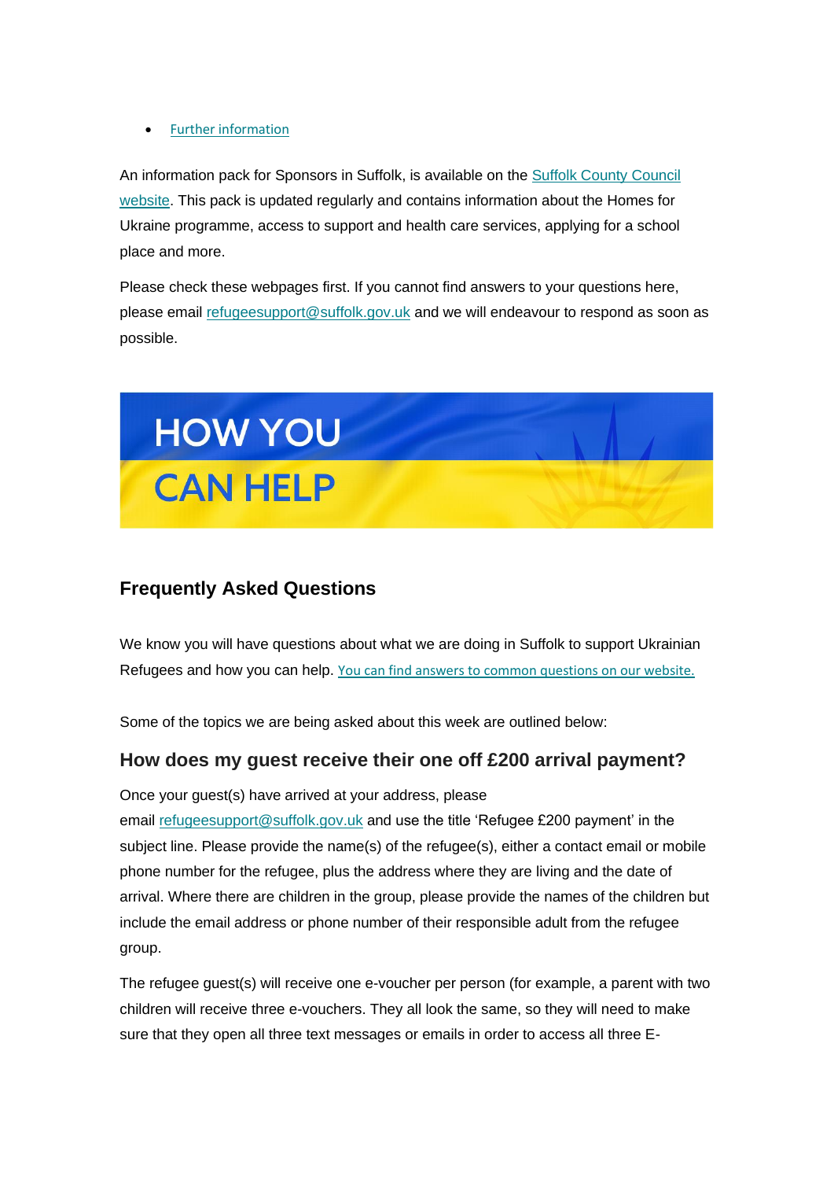- Further information

An information pack for Sponsors in Suffolk, is available on the Suffolk County Council website. This pack is updated regularly and contains information about the Homes for Ukraine programme, access to support and health care services, applying for a school place and more.

Please check these webpages first. If you cannot find answers to your questions here, please email refugeesupport@suffolk.gov.uk and we will endeavour to respond as soon as possible.

# HOW YOU CAN HELP

## Frequently Asked Questions

We know you will have questions about what we are doing in Suffolk to support Ukrainian Refugees and how you can help. You can find answers to common questions on our website.

Some of the topics we are being asked about this week are outlined below:

### How does my guest receive their one off £200 arrival payment?

Once your guest(s) have arrived at your address, please email refugeesupport@suffolk.gov.uk and use the title 'Refugee £200 payment' in the subject line. Please provide the name(s) of the refugee(s), either a contact email or mobile phone number for the refugee, plus the address where they are living and the date of arrival. Where there are children in the group, please provide the names of the children but include the email address or phone number of their responsible adult from the refugee group.

The refugee guest(s) will receive one e-voucher per person (for example, a parent with two children will receive three e-vouchers. They all look the same, so they will need to make sure that they open all three text messages or emails in order to access all three E-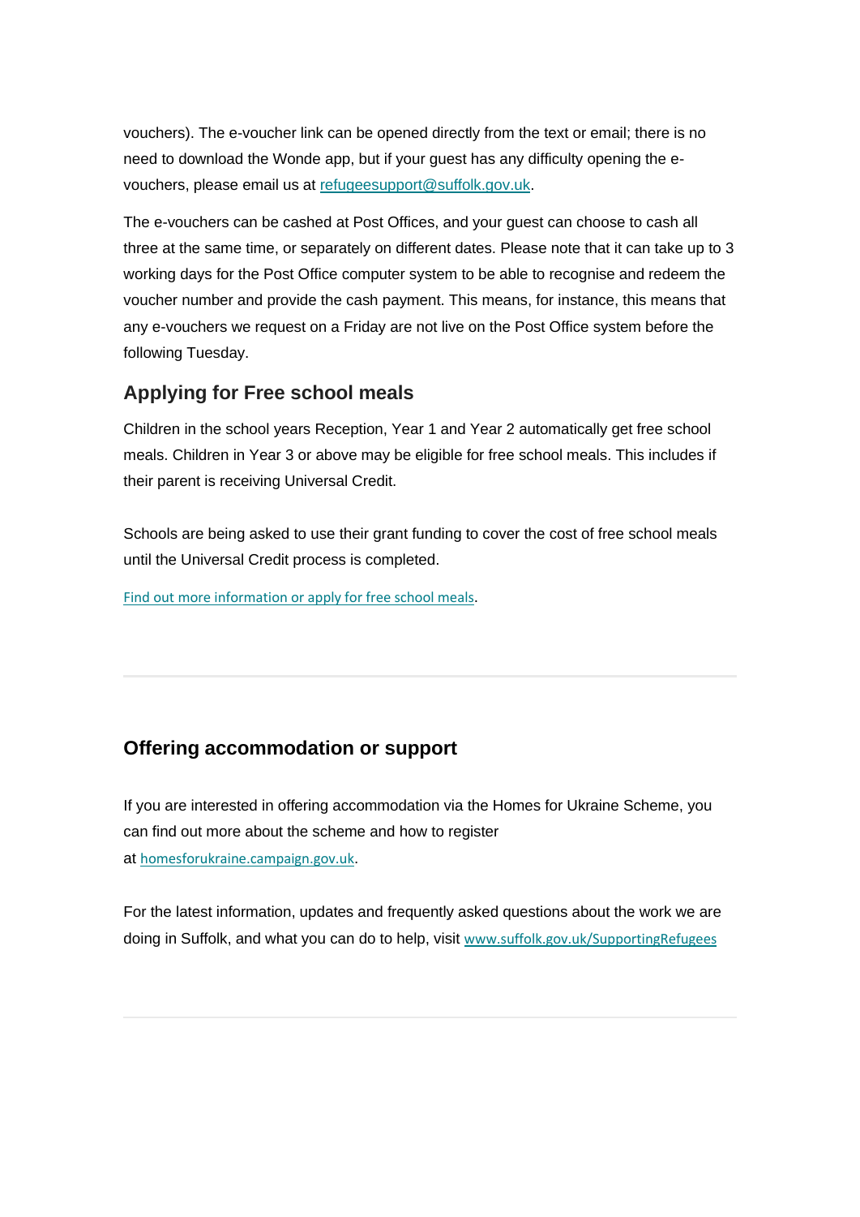vouchers). The e-voucher link can be opened directly from the text or email; there is no need to download the Wonde app, but if your guest has any difficulty opening the e-vouchers, please email us at refugeesupport@suffolk.gov.uk.

The e-vouchers can be cashed at Post Offices, and your guest can choose to cash all three at the same time, or separately on different dates. Please note that it can take up to 3 working days for the Post Office computer system to be able to recognise and redeem the voucher number and provide the cash payment. This means, for instance, this means that any e-vouchers we request on a Friday are not live on the Post Office system before the following Tuesday.

## Applying for Free school meals

Children in the school years Reception, Year 1 and Year 2 automatically get free school meals. Children in Year 3 or above may be eligible for free school meals. This includes if their parent is receiving Universal Credit.

Schools are being asked to use their grant funding to cover the cost of free school meals until the Universal Credit process is completed.

Find out more information or apply for free school meals.

---

## Offering accommodation or support

If you are interested in offering accommodation via the Homes for Ukraine Scheme, you can find out more about the scheme and how to register at homesforukraine.campaign.gov.uk.

For the latest information, updates and frequently asked questions about the work we are doing in Suffolk, and what you can do to help, visit www.suffolk.gov.uk/SupportingRefugees

---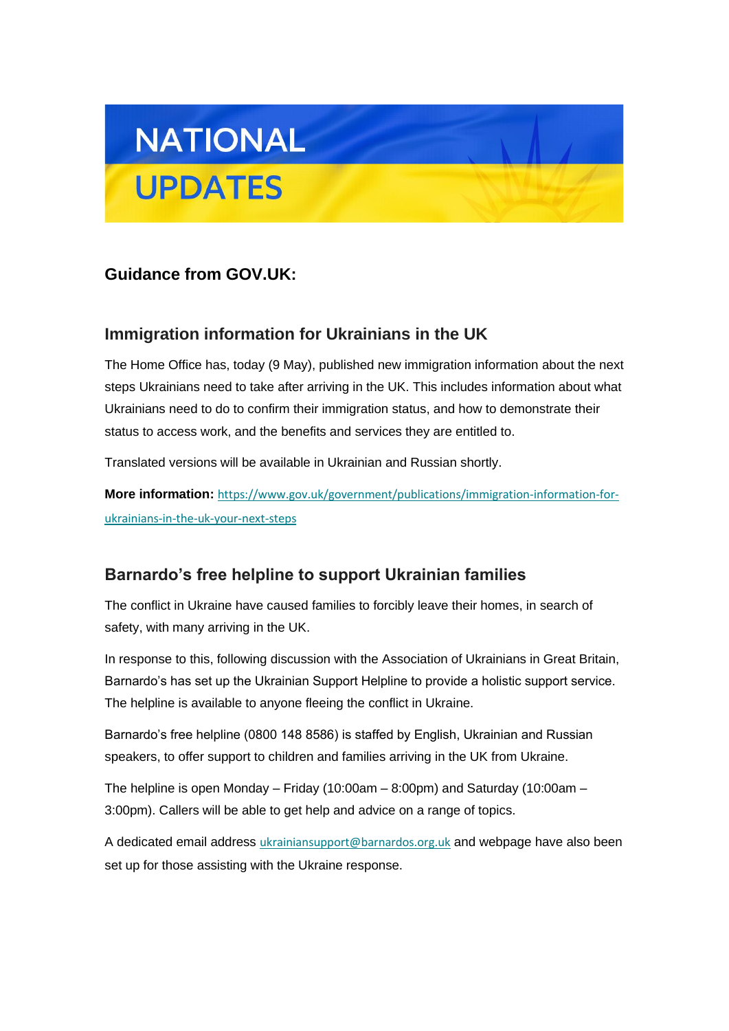# NATIONAL UPDATES

## Guidance from GOV.UK:

### Immigration information for Ukrainians in the UK

The Home Office has, today (9 May), published new immigration information about the next steps Ukrainians need to take after arriving in the UK. This includes information about what Ukrainians need to do to confirm their immigration status, and how to demonstrate their status to access work, and the benefits and services they are entitled to.

Translated versions will be available in Ukrainian and Russian shortly.

**More information:** https://www.gov.uk/government/publications/immigration-information-for-ukrainians-in-the-uk-your-next-steps

### Barnardo's free helpline to support Ukrainian families

The conflict in Ukraine have caused families to forcibly leave their homes, in search of safety, with many arriving in the UK.

In response to this, following discussion with the Association of Ukrainians in Great Britain, Barnardo's has set up the Ukrainian Support Helpline to provide a holistic support service. The helpline is available to anyone fleeing the conflict in Ukraine.

Barnardo's free helpline (0800 148 8586) is staffed by English, Ukrainian and Russian speakers, to offer support to children and families arriving in the UK from Ukraine.

The helpline is open Monday – Friday (10:00am – 8:00pm) and Saturday (10:00am – 3:00pm). Callers will be able to get help and advice on a range of topics.

A dedicated email address ukrainiansupport@barnardos.org.uk and webpage have also been set up for those assisting with the Ukraine response.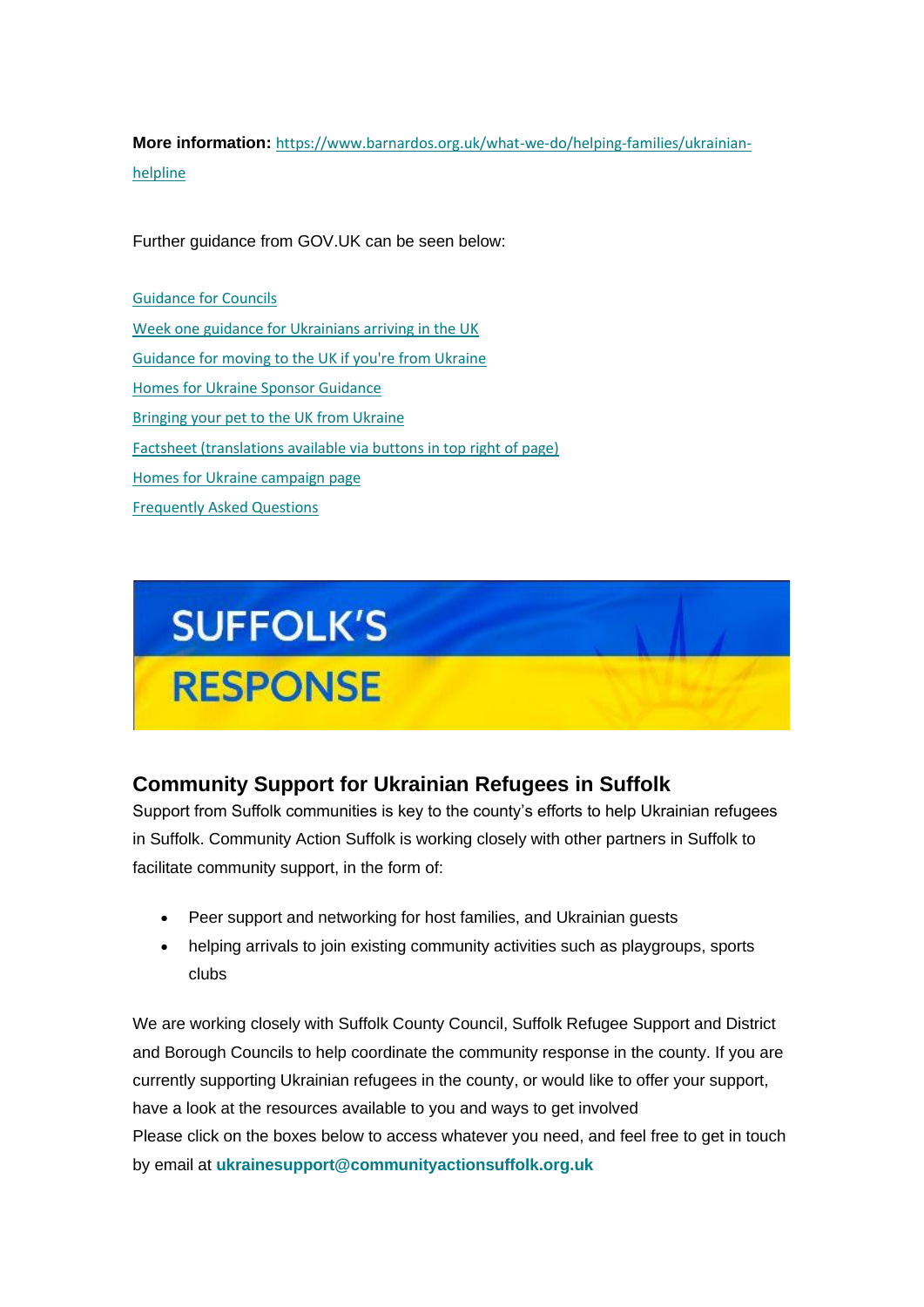**More information:** https://www.barnardos.org.uk/what-we-do/helping-families/ukrainian-helpline

Further guidance from GOV.UK can be seen below:

Guidance for Councils
Week one guidance for Ukrainians arriving in the UK
Guidance for moving to the UK if you're from Ukraine
Homes for Ukraine Sponsor Guidance
Bringing your pet to the UK from Ukraine
Factsheet (translations available via buttons in top right of page)
Homes for Ukraine campaign page
Frequently Asked Questions

SUFFOLK'S RESPONSE

## Community Support for Ukrainian Refugees in Suffolk

Support from Suffolk communities is key to the county's efforts to help Ukrainian refugees in Suffolk. Community Action Suffolk is working closely with other partners in Suffolk to facilitate community support, in the form of:

- Peer support and networking for host families, and Ukrainian guests
- helping arrivals to join existing community activities such as playgroups, sports clubs

We are working closely with Suffolk County Council, Suffolk Refugee Support and District and Borough Councils to help coordinate the community response in the county. If you are currently supporting Ukrainian refugees in the county, or would like to offer your support, have a look at the resources available to you and ways to get involved
Please click on the boxes below to access whatever you need, and feel free to get in touch by email at **ukrainesupport@communityactionsuffolk.org.uk**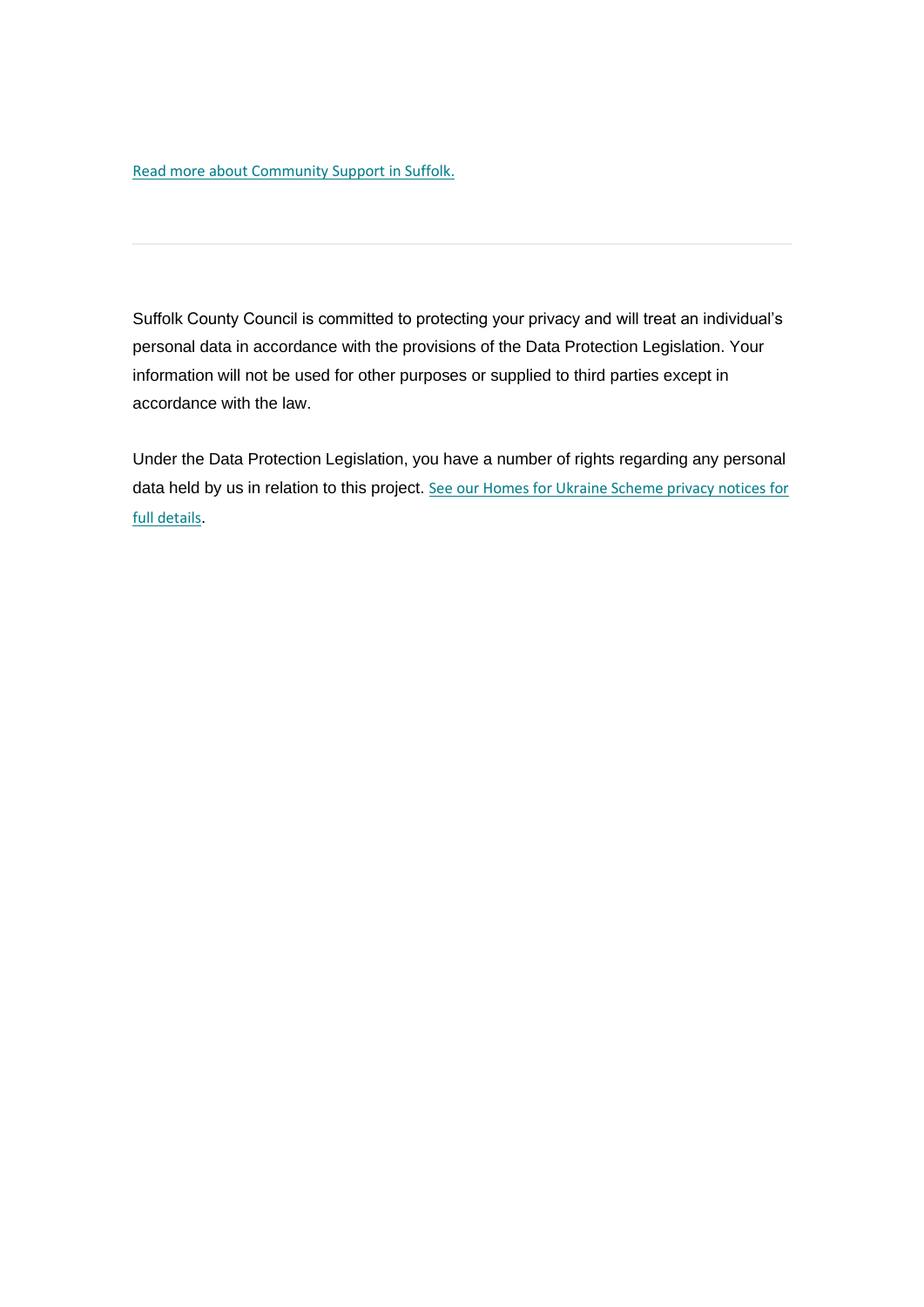Read more about Community Support in Suffolk.

---

Suffolk County Council is committed to protecting your privacy and will treat an individual's personal data in accordance with the provisions of the Data Protection Legislation. Your information will not be used for other purposes or supplied to third parties except in accordance with the law.

Under the Data Protection Legislation, you have a number of rights regarding any personal data held by us in relation to this project. See our Homes for Ukraine Scheme privacy notices for full details.